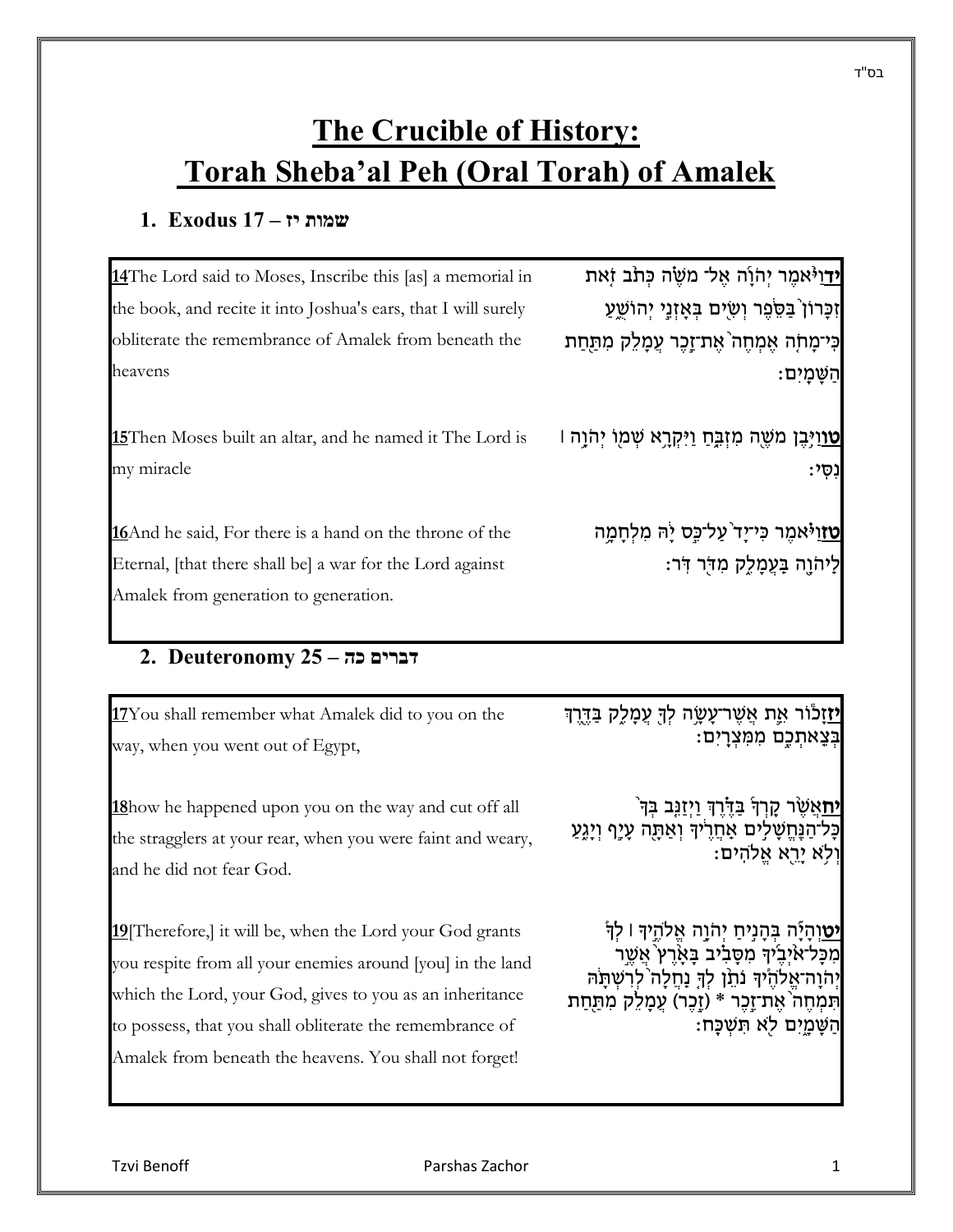בס"ד

# The Crucible of History: Torah Sheba'al Peh (Oral Torah) of Amalek

## 1. Exodus 17 – שמות יז

| | |
|---|---|
| **14** The Lord said to Moses, Inscribe this [as] a memorial in the book, and recite it into Joshua's ears, that I will surely obliterate the remembrance of Amalek from beneath the heavens | **יד** וַיֹּאמֶר יְהֹוָה אֶל־ מֹשֶׁה כְּתֹב זֹאת זִכָּרוֹן בַּסֵּפֶר וְשִׂים בְּאָזְנֵי יְהוֹשֻׁעַ כִּי־מָחֹה אֶמְחֶה אֶת־זֵכֶר עֲמָלֵק מִתַּחַת הַשָּׁמָיִם: |
| **15** Then Moses built an altar, and he named it The Lord is my miracle | **טו** וַיִּבֶן מֹשֶׁה מִזְבֵּחַ וַיִּקְרָא שְׁמוֹ יְהֹוָה | נִסִּי: |
| **16** And he said, For there is a hand on the throne of the Eternal, [that there shall be] a war for the Lord against Amalek from generation to generation. | **טז** וַיֹּאמֶר כִּי־יָד עַל־כֵּס יָהּ מִלְחָמָה לַיהֹוָה בַּעֲמָלֵק מִדֹּר דֹּר: |

## 2. Deuteronomy 25 – דברים כה

| | |
|---|---|
| **17** You shall remember what Amalek did to you on the way, when you went out of Egypt, | **יז** זָכוֹר אֵת אֲשֶׁר־עָשָׂה לְךָ עֲמָלֵק בַּדֶּרֶךְ בְּצֵאתְכֶם מִמִּצְרָיִם: |
| **18** how he happened upon you on the way and cut off all the stragglers at your rear, when you were faint and weary, and he did not fear God. | **יח** אֲשֶׁר קָרְךָ בַּדֶּרֶךְ וַיְזַנֵּב בְּךָ כָּל־הַנֶּחֱשָׁלִים אַחֲרֶיךָ וְאַתָּה עָיֵף וְיָגֵעַ וְלֹא יָרֵא אֱלֹהִים: |
| **19** [Therefore,] it will be, when the Lord your God grants you respite from all your enemies around [you] in the land which the Lord, your God, gives to you as an inheritance to possess, that you shall obliterate the remembrance of Amalek from beneath the heavens. You shall not forget! | **יט** וְהָיָה בְּהָנִיחַ יְהֹוָה אֱלֹהֶיךָ | לְךָ מִכָּל־אֹיְבֶיךָ מִסָּבִיב בָּאָרֶץ אֲשֶׁר יְהֹוָה־אֱלֹהֶיךָ נֹתֵן לְךָ נַחֲלָה לְרִשְׁתָּהּ תִּמְחֶה אֶת־זֵכֶר * (זֶכֶר) עֲמָלֵק מִתַּחַת הַשָּׁמָיִם לֹא תִּשְׁכָּח: |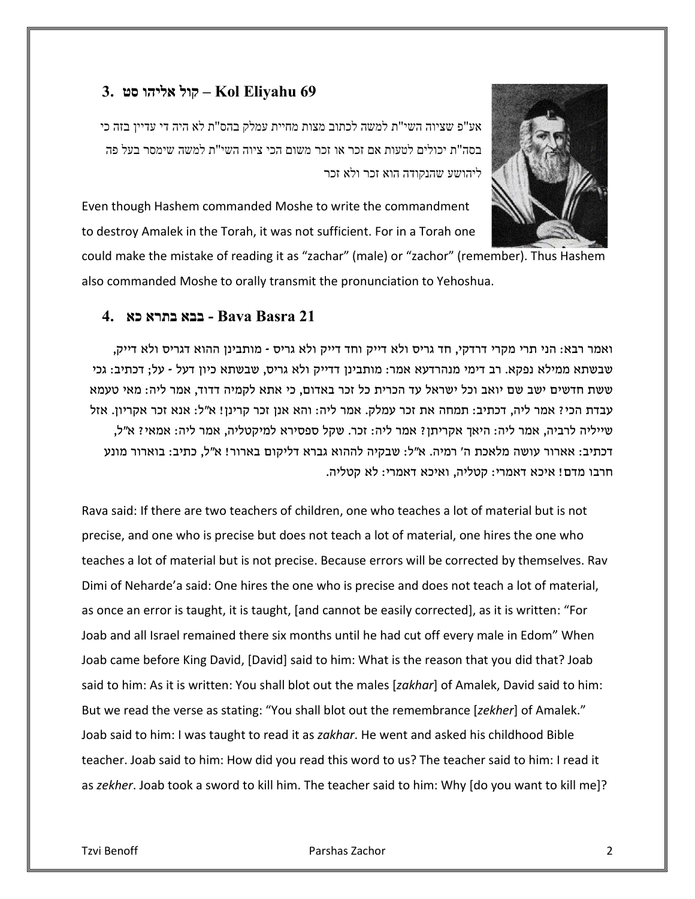## 3. קול אליהו סט – Kol Eliyahu 69

אע"פ שציוה השי"ת למשה לכתוב מצות מחיית עמלק בהס"ת לא היה די עדיין בזה כי בסה"ת יכולים לטעות אם זכר או זכר משום הכי ציוה השי"ת למשה שימסר בעל פה ליהושע שהנקודה הוא זכר ולא זכר

Even though Hashem commanded Moshe to write the commandment to destroy Amalek in the Torah, it was not sufficient. For in a Torah one could make the mistake of reading it as "zachar" (male) or "zachor" (remember). Thus Hashem also commanded Moshe to orally transmit the pronunciation to Yehoshua.

## 4. בבא בתרא כא - Bava Basra 21

ואמר רבא: הני תרי מקרי דרדקי, חד גריס ולא דייק וחד דייק ולא גריס - מותבינן ההוא דגריס ולא דייק, שבשתא ממילא נפקא. רב דימי מנהרדעא אמר: מותבינן דדייק ולא גריס, שבשתא כיון דעל - על; דכתיב: גכי ששת חדשים ישב שם יואב וכל ישראל עד הכרית כל זכר באדום, כי אתא לקמיה דדוד, אמר ליה: מאי טעמא עבדת הכי? אמר ליה, דכתיב: תמחה את זכר עמלק. אמר ליה: והא אנן זכר קרינן! א"ל: אנא זכר אקריון. אזל שייליה לרביה, אמר ליה: היאך אקריתן? אמר ליה: זכר. שקל ספסירא למיקטליה, אמר ליה: אמאי? א"ל, דכתיב: ארור עושה מלאכת ה' רמיה. א"ל: שבקיה לההוא גברא דליקום בארור! א"ל, כתיב: בוארור מונע חרבו מדם! איכא דאמרי: קטליה, ואיכא דאמרי: לא קטליה.

Rava said: If there are two teachers of children, one who teaches a lot of material but is not precise, and one who is precise but does not teach a lot of material, one hires the one who teaches a lot of material but is not precise. Because errors will be corrected by themselves. Rav Dimi of Neharde'a said: One hires the one who is precise and does not teach a lot of material, as once an error is taught, it is taught, [and cannot be easily corrected], as it is written: "For Joab and all Israel remained there six months until he had cut off every male in Edom" When Joab came before King David, [David] said to him: What is the reason that you did that? Joab said to him: As it is written: You shall blot out the males [*zakhar*] of Amalek, David said to him: But we read the verse as stating: "You shall blot out the remembrance [*zekher*] of Amalek." Joab said to him: I was taught to read it as *zakhar*. He went and asked his childhood Bible teacher. Joab said to him: How did you read this word to us? The teacher said to him: I read it as *zekher*. Joab took a sword to kill him. The teacher said to him: Why [do you want to kill me]?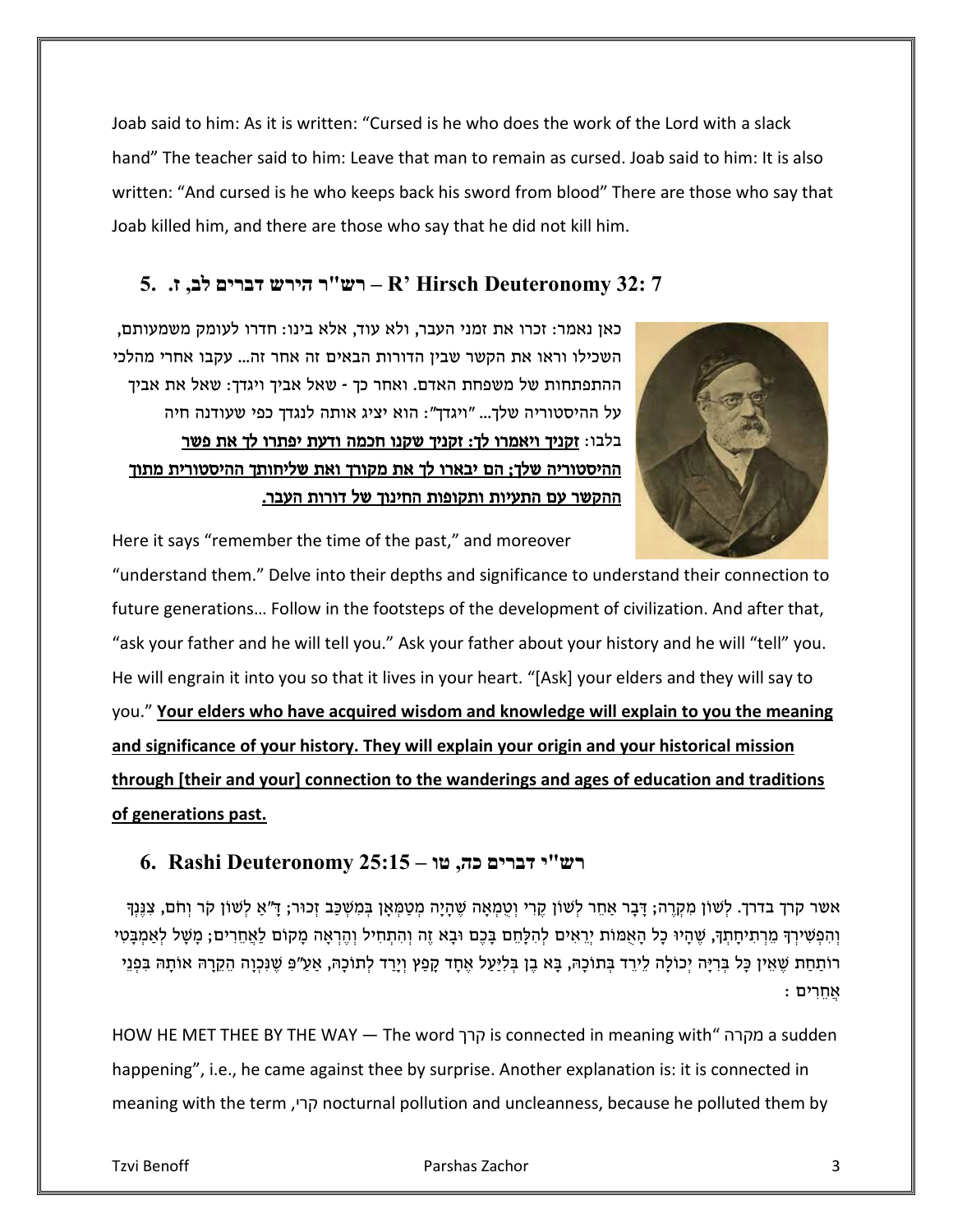Joab said to him: As it is written: "Cursed is he who does the work of the Lord with a slack hand" The teacher said to him: Leave that man to remain as cursed. Joab said to him: It is also written: "And cursed is he who keeps back his sword from blood" There are those who say that Joab killed him, and there are those who say that he did not kill him.

## 5. רש"ר הירש דברים לב, ז. – R' Hirsch Deuteronomy 32: 7

כאן נאמר: זכרו את זמני העבר, ולא עוד, אלא בינו: חדרו לעומק משמעותם, השכילו וראו את הקשר שבין הדורות הבאים זה אחר זה... עקבו אחרי מהלכי ההתפתחות של משפחת האדם. ואחר כך - שאל אביך ויגדך: שאל את אביך על ההיסטוריה שלך... "ויגדך": הוא יציג אותה לנגדך כפי שעודנה חיה בלבו: **<u>זקניך ויאמרו לך: זקניך שקנו חכמה ודעת יפתרו לך את פשר ההיסטוריה שלך; הם יבארו לך את מקורך ואת שליחותך ההיסטורית מתוך ההקשר עם התעיות ותקופות החינוך של דורות העבר.</u>**

Here it says "remember the time of the past," and moreover "understand them." Delve into their depths and significance to understand their connection to future generations… Follow in the footsteps of the development of civilization. And after that, "ask your father and he will tell you." Ask your father about your history and he will "tell" you. He will engrain it into you so that it lives in your heart. "[Ask] your elders and they will say to you." **<u>Your elders who have acquired wisdom and knowledge will explain to you the meaning and significance of your history. They will explain your origin and your historical mission through [their and your] connection to the wanderings and ages of education and traditions of generations past.</u>**

## 6. Rashi Deuteronomy 25:15 – רש"י דברים כה, טו

אשר קרך בדרך. לְשׁוֹן מִקְרֶה; דָּבָר אַחֵר לְשׁוֹן קֶרִי וְטֻמְאָה שֶׁהָיָה מְטַמְּאָן בְּמִשְׁכַּב זְכוּר; דָּ"אַ לְשׁוֹן קֹר וָחֹם, צִנֶּנְךָ וְהִפְשִׁירְךָ מֵרְתִיחָתְךָ, שֶׁהָיוּ כָל הָאֻמּוֹת יְרֵאִים לְהִלָּחֵם בָּכֶם וּבָא זֶה וְהִתְחִיל וְהֶרְאָה מָקוֹם לַאֲחֵרִים; מָשָׁל לְאַמְבָּטִי רוֹתַחַת שֶׁאֵין כָּל בְּרִיָּה יְכוֹלָה לֵירֵד בְּתוֹכָהּ, בָּא בֶן בְּלִיַּעַל אֶחָד קָפַץ וְיָרַד לְתוֹכָהּ, אַעַ"פִּ שֶׁנִּכְוָה הֵקֵרָהּ אוֹתָהּ בִּפְנֵי אֲחֵרִים:

HOW HE MET THEE BY THE WAY — The word קרך is connected in meaning with "מקרה a sudden happening", i.e., he came against thee by surprise. Another explanation is: it is connected in meaning with the term קרי, nocturnal pollution and uncleanness, because he polluted them by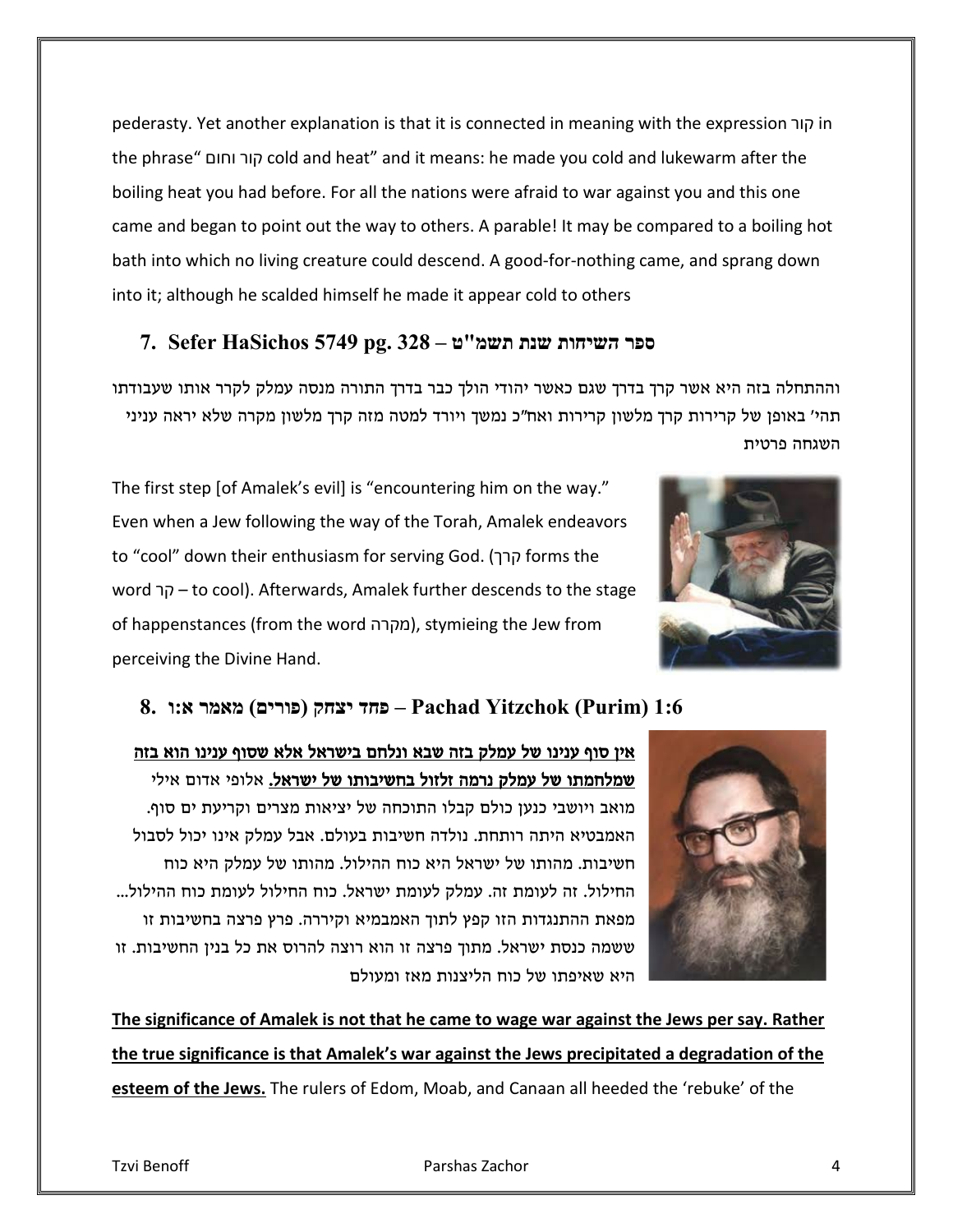pederasty. Yet another explanation is that it is connected in meaning with the expression קור in the phrase" קור וחום cold and heat" and it means: he made you cold and lukewarm after the boiling heat you had before. For all the nations were afraid to war against you and this one came and began to point out the way to others. A parable! It may be compared to a boiling hot bath into which no living creature could descend. A good-for-nothing came, and sprang down into it; although he scalded himself he made it appear cold to others

## 7. Sefer HaSichos 5749 pg. 328 – ספר השיחות שנת תשמ"ט

וההתחלה בזה היא אשר קרך בדרך שגם כאשר יהודי הולך כבר בדרך התורה מנסה עמלק לקרר אותו שעבודתו תהי' באופן של קרירות קרך מלשון קרירות ואח"כ נמשך ויורד למטה מזה קרך מלשון מקרה שלא יראה עניני השגחה פרטית

The first step [of Amalek's evil] is "encountering him on the way." Even when a Jew following the way of the Torah, Amalek endeavors to "cool" down their enthusiasm for serving God. (קרך forms the word קר – to cool). Afterwards, Amalek further descends to the stage of happenstances (from the word מקרה), stymieing the Jew from perceiving the Divine Hand.

## 8. פחד יצחק (פורים) מאמר א:ו – Pachad Yitzchok (Purim) 1:6

**<u>אין סוף ענינו של עמלק בזה שבא ונלחם בישראל אלא שסוף ענינו הוא בזה שמלחמתו של עמלק גרמה זלזול בחשיבותו של ישראל.</u>** אלופי אדום אילי מואב ויושבי כנען כולם קבלו התוכחה של יציאות מצרים וקריעת ים סוף. האמבטיא היתה רותחת. נולדה חשיבות בעולם. אבל עמלק אינו יכול לסבול חשיבות. מהותו של ישראל היא כוח ההילול. מהותו של עמלק היא כוח החילול. זה לעומת זה. עמלק לעומת ישראל. כוח החילול לעומת כוח ההילול... מפאת ההתנגדות הזו קפץ לתוך האמבטיא וקיררה. פרץ פרצה בחשיבות זו ששמה כנסת ישראל. מתוך פרצה זו הוא רוצה להרוס את כל בנין החשיבות. זו היא שאיפתו של כוח הליצנות מאז ומעולם

**<u>The significance of Amalek is not that he came to wage war against the Jews per say. Rather the true significance is that Amalek's war against the Jews precipitated a degradation of the esteem of the Jews.</u>** The rulers of Edom, Moab, and Canaan all heeded the 'rebuke' of the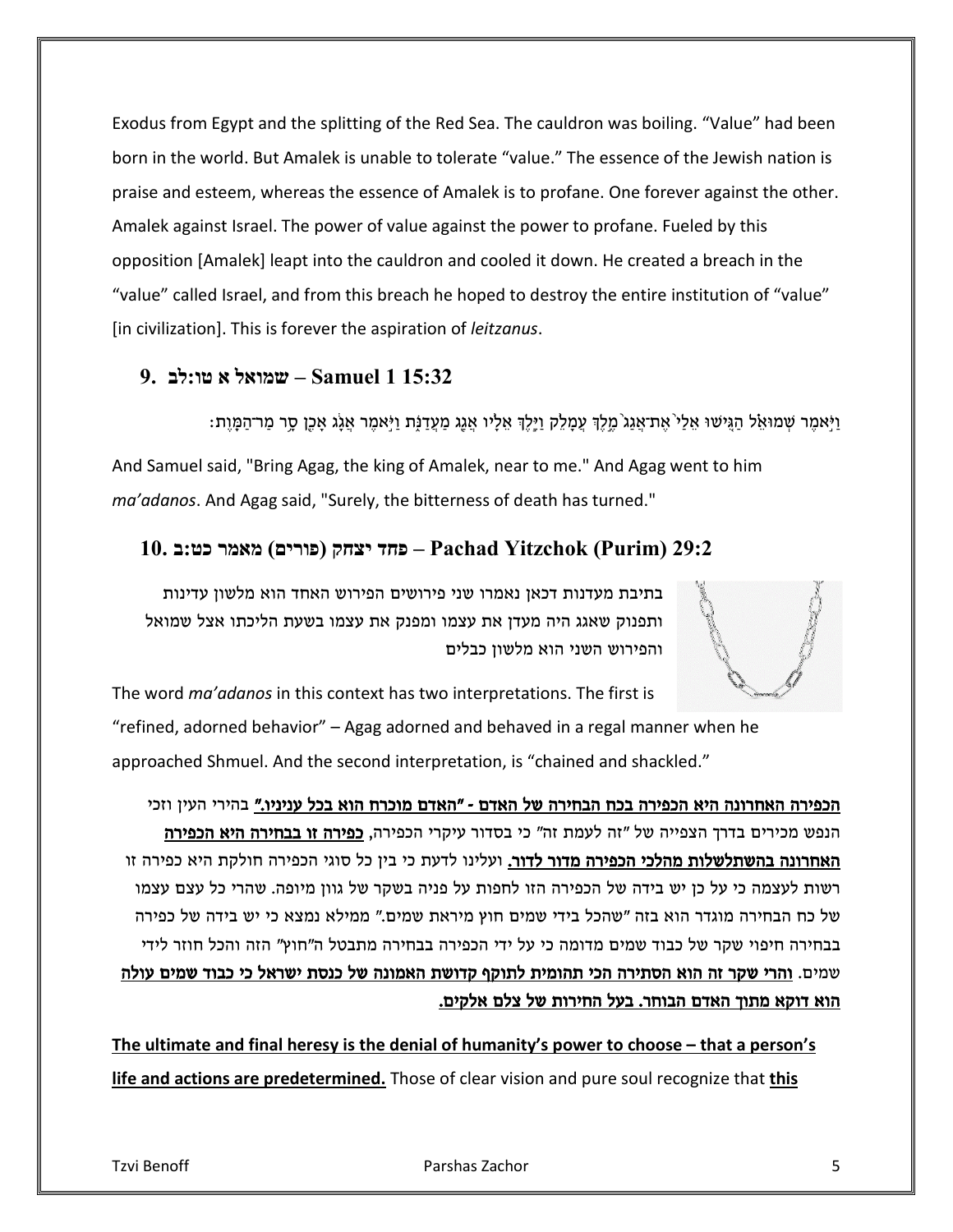Exodus from Egypt and the splitting of the Red Sea. The cauldron was boiling. "Value" had been born in the world. But Amalek is unable to tolerate "value." The essence of the Jewish nation is praise and esteem, whereas the essence of Amalek is to profane. One forever against the other. Amalek against Israel. The power of value against the power to profane. Fueled by this opposition [Amalek] leapt into the cauldron and cooled it down. He created a breach in the "value" called Israel, and from this breach he hoped to destroy the entire institution of "value" [in civilization]. This is forever the aspiration of *leitzanus*.

## 9. שמואל א טו:לב – Samuel 1 15:32

וַיֹּ֣אמֶר שְׁמוּאֵ֗ל הַגִּ֤ישׁוּ אֵלַי֙ אֶת־אֲגַג֙ מֶ֣לֶךְ עֲמָלֵ֔ק וַיֵּ֣לֶךְ אֵלָ֔יו אֲגַ֖ג מַעֲדַנֹּ֑ת וַיֹּ֣אמֶר אֲגָ֔ג אָכֵ֖ן סָ֥ר מַר־הַמָּֽוֶת׃

And Samuel said, "Bring Agag, the king of Amalek, near to me." And Agag went to him *ma'adanos*. And Agag said, "Surely, the bitterness of death has turned."

## 10. פחד יצחק (פורים) מאמר כט:ב – Pachad Yitzchok (Purim) 29:2

בתיבת מעדנות דכאן נאמרו שני פירושים הפירוש האחד הוא מלשון עדינות ותפנוק שאגג היה מעדן את עצמו ומפנק את עצמו בשעת הליכתו אצל שמואל והפירוש השני הוא מלשון כבלים

The word *ma'adanos* in this context has two interpretations. The first is "refined, adorned behavior" – Agag adorned and behaved in a regal manner when he approached Shmuel. And the second interpretation, is "chained and shackled."

**הכפירה האחרונה היא הכפירה בכח הבחירה של האדם - "האדם מוכרח הוא בכל עניניו."** בהירי העין וזכי הנפש מכירים בדרך הצפייה של "זה לעמת זה" כי בסדור עיקרי הכפירה, **כפירה זו בבחירה היא הכפירה האחרונה בהשתלשלות מהלכי הכפירה מדור לדור.** ועלינו לדעת כי בין כל סוגי הכפירה חולקת היא כפירה זו רשות לעצמה כי על כן יש בידה של הכפירה הזו לחפות על פניה בשקר של גוון מיופה. שהרי כל עצם עצמו של כח הבחירה מוגדר הוא בזה "שהכל בידי שמים חוץ מיראת שמים." ממילא נמצא כי יש בידה של כפירה בבחירה חיפוי שקר של כבוד שמים מדומה כי על ידי הכפירה בבחירה מתבטל ה"חוץ" הזה והכל חוזר לידי שמים. **והרי שקר זה הוא הסתירה הכי תהומית לתוקף קדושת האמונה של כנסת ישראל כי כבוד שמים עולה הוא דוקא מתוך האדם הבוחר. בעל החירות של צלם אלקים.**

**The ultimate and final heresy is the denial of humanity's power to choose – that a person's life and actions are predetermined.** Those of clear vision and pure soul recognize that **this**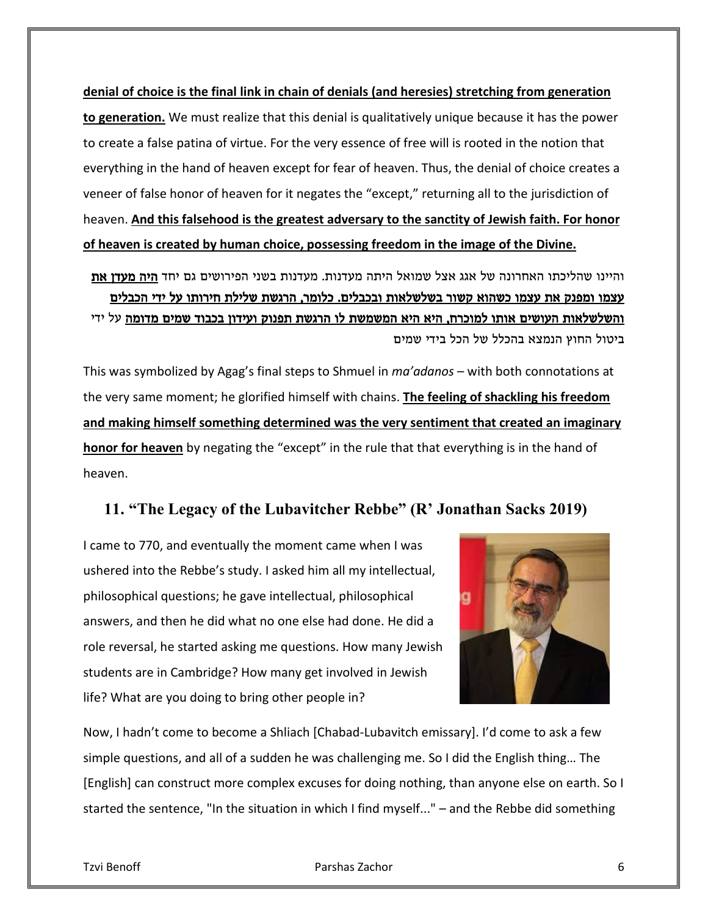**denial of choice is the final link in chain of denials (and heresies) stretching from generation to generation.** We must realize that this denial is qualitatively unique because it has the power to create a false patina of virtue. For the very essence of free will is rooted in the notion that everything in the hand of heaven except for fear of heaven. Thus, the denial of choice creates a veneer of false honor of heaven for it negates the "except," returning all to the jurisdiction of heaven. **And this falsehood is the greatest adversary to the sanctity of Jewish faith. For honor of heaven is created by human choice, possessing freedom in the image of the Divine.**

והיינו שהליכתו האחרונה של אגג אצל שמואל היתה מעדנות. מעדנות בשני הפירושים גם יחד **היה מעדן את עצמו ומפנק את עצמו כשהוא קשור בשלשלאות ובכבלים. כלומר, הרגשת שלילת חירותו על ידי הכבלים והשלשלאות העושים אותו למוכרח, היא היא המשמשת לו הרגשת תפנוק ועידון בכבוד שמים מדומה** על ידי ביטול החוץ הנמצא בהכלל של הכל בידי שמים

This was symbolized by Agag's final steps to Shmuel in *ma'adanos* – with both connotations at the very same moment; he glorified himself with chains. **The feeling of shackling his freedom and making himself something determined was the very sentiment that created an imaginary honor for heaven** by negating the "except" in the rule that that everything is in the hand of heaven.

## 11. "The Legacy of the Lubavitcher Rebbe" (R' Jonathan Sacks 2019)

I came to 770, and eventually the moment came when I was ushered into the Rebbe's study. I asked him all my intellectual, philosophical questions; he gave intellectual, philosophical answers, and then he did what no one else had done. He did a role reversal, he started asking me questions. How many Jewish students are in Cambridge? How many get involved in Jewish life? What are you doing to bring other people in?

Now, I hadn't come to become a Shliach [Chabad-Lubavitch emissary]. I'd come to ask a few simple questions, and all of a sudden he was challenging me. So I did the English thing… The [English] can construct more complex excuses for doing nothing, than anyone else on earth. So I started the sentence, "In the situation in which I find myself..." – and the Rebbe did something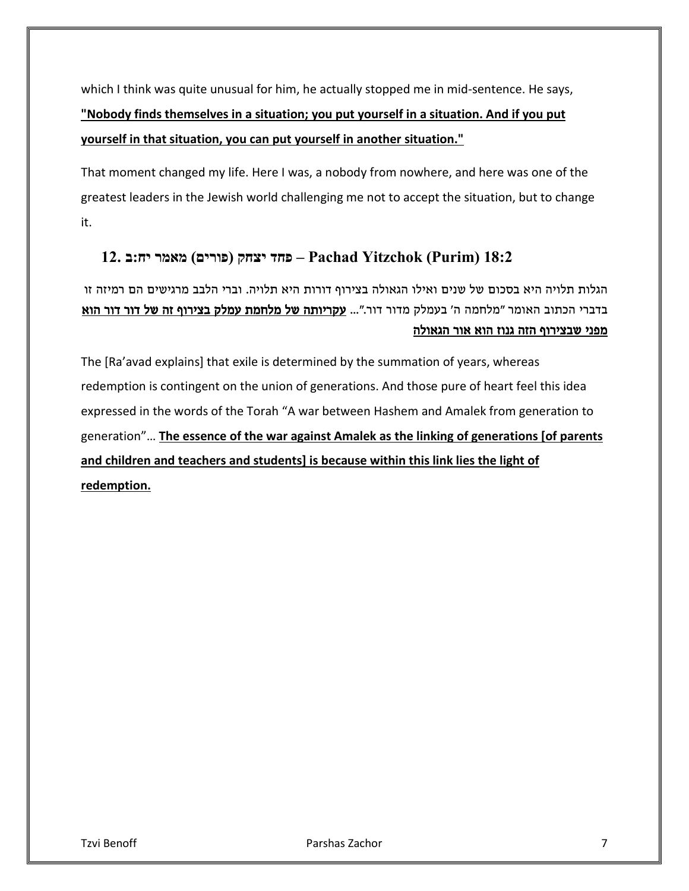which I think was quite unusual for him, he actually stopped me in mid-sentence. He says, **"Nobody finds themselves in a situation; you put yourself in a situation. And if you put yourself in that situation, you can put yourself in another situation."**

That moment changed my life. Here I was, a nobody from nowhere, and here was one of the greatest leaders in the Jewish world challenging me not to accept the situation, but to change it.

## 12. פחד יצחק (פורים) מאמר יח:ב – Pachad Yitzchok (Purim) 18:2

הגלות תלויה היא בסכום של שנים ואילו הגאולה בצירוף דורות היא תלויה. וברי הלבב מרגישים הם רמיזה זו בדברי הכתוב האומר "מלחמה ה' בעמלק מדור דור."... **עקריותה של מלחמת עמלק בצירוף זה של דור דור הוא מפני שבצירוף הזה גנוז הוא אור הגאולה**

The [Ra'avad explains] that exile is determined by the summation of years, whereas redemption is contingent on the union of generations. And those pure of heart feel this idea expressed in the words of the Torah "A war between Hashem and Amalek from generation to generation"… **The essence of the war against Amalek as the linking of generations [of parents and children and teachers and students] is because within this link lies the light of redemption.**